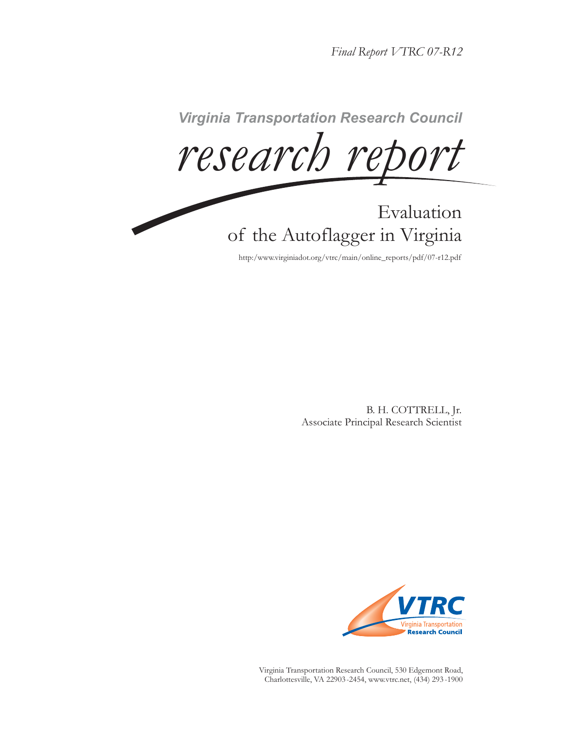*Final Report VTRC 07-R12*

**Virginia Transportation Research Council**

*research report*

# Evaluation of the Autoflagger in Virginia

http:/www.virginiadot.org/vtrc/main/online_reports/pdf/07-r12.pdf

B. H. COTTRELL, Jr.
Associate Principal Research Scientist

VTRC
Virginia Transportation
Research Council

Virginia Transportation Research Council, 530 Edgemont Road,
Charlottesville, VA 22903-2454, www.vtrc.net, (434) 293-1900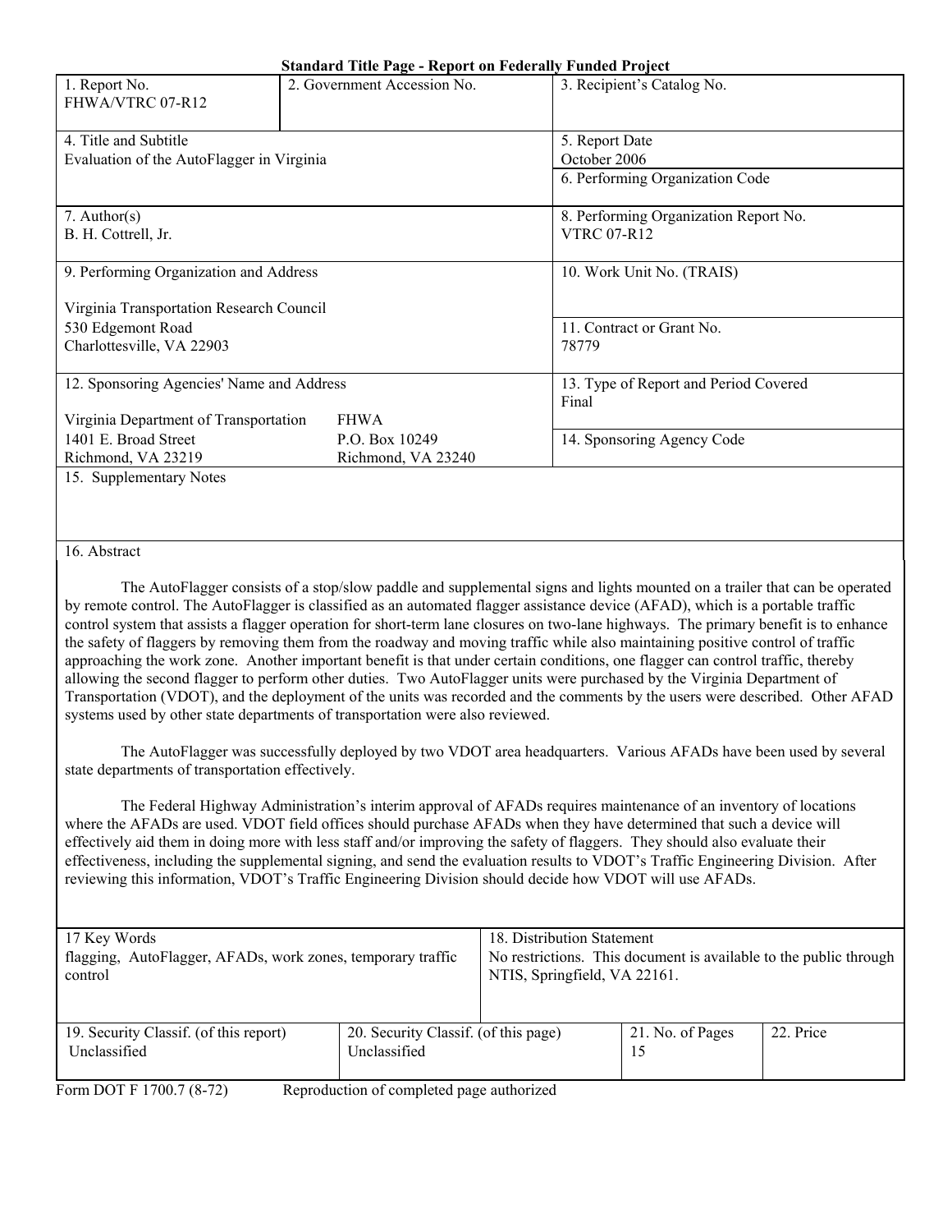**Standard Title Page - Report on Federally Funded Project**

| 1. Report No.<br>FHWA/VTRC 07-R12 | 2. Government Accession No. | 3. Recipient's Catalog No. |
|---|---|---|
| 4. Title and Subtitle<br>Evaluation of the AutoFlagger in Virginia | | 5. Report Date<br>October 2006<br>6. Performing Organization Code |
| 7. Author(s)<br>B. H. Cottrell, Jr. | | 8. Performing Organization Report No.<br>VTRC 07-R12 |
| 9. Performing Organization and Address<br><br>Virginia Transportation Research Council<br>530 Edgemont Road<br>Charlottesville, VA 22903 | | 10. Work Unit No. (TRAIS)<br><br>11. Contract or Grant No.<br>78779 |
| 12. Sponsoring Agencies' Name and Address<br><br>Virginia Department of Transportation<br>1401 E. Broad Street<br>Richmond, VA 23219 | FHWA<br>P.O. Box 10249<br>Richmond, VA 23240 | 13. Type of Report and Period Covered<br>Final<br><br>14. Sponsoring Agency Code |

15. Supplementary Notes

16. Abstract

The AutoFlagger consists of a stop/slow paddle and supplemental signs and lights mounted on a trailer that can be operated by remote control. The AutoFlagger is classified as an automated flagger assistance device (AFAD), which is a portable traffic control system that assists a flagger operation for short-term lane closures on two-lane highways. The primary benefit is to enhance the safety of flaggers by removing them from the roadway and moving traffic while also maintaining positive control of traffic approaching the work zone. Another important benefit is that under certain conditions, one flagger can control traffic, thereby allowing the second flagger to perform other duties. Two AutoFlagger units were purchased by the Virginia Department of Transportation (VDOT), and the deployment of the units was recorded and the comments by the users were described. Other AFAD systems used by other state departments of transportation were also reviewed.

The AutoFlagger was successfully deployed by two VDOT area headquarters. Various AFADs have been used by several state departments of transportation effectively.

The Federal Highway Administration's interim approval of AFADs requires maintenance of an inventory of locations where the AFADs are used. VDOT field offices should purchase AFADs when they have determined that such a device will effectively aid them in doing more with less staff and/or improving the safety of flaggers. They should also evaluate their effectiveness, including the supplemental signing, and send the evaluation results to VDOT's Traffic Engineering Division. After reviewing this information, VDOT's Traffic Engineering Division should decide how VDOT will use AFADs.

| 17 Key Words<br>flagging, AutoFlagger, AFADs, work zones, temporary traffic control | | 18. Distribution Statement<br>No restrictions. This document is available to the public through NTIS, Springfield, VA 22161. | |
|---|---|---|---|
| 19. Security Classif. (of this report)<br>Unclassified | 20. Security Classif. (of this page)<br>Unclassified | 21. No. of Pages<br>15 | 22. Price |

Form DOT F 1700.7 (8-72) Reproduction of completed page authorized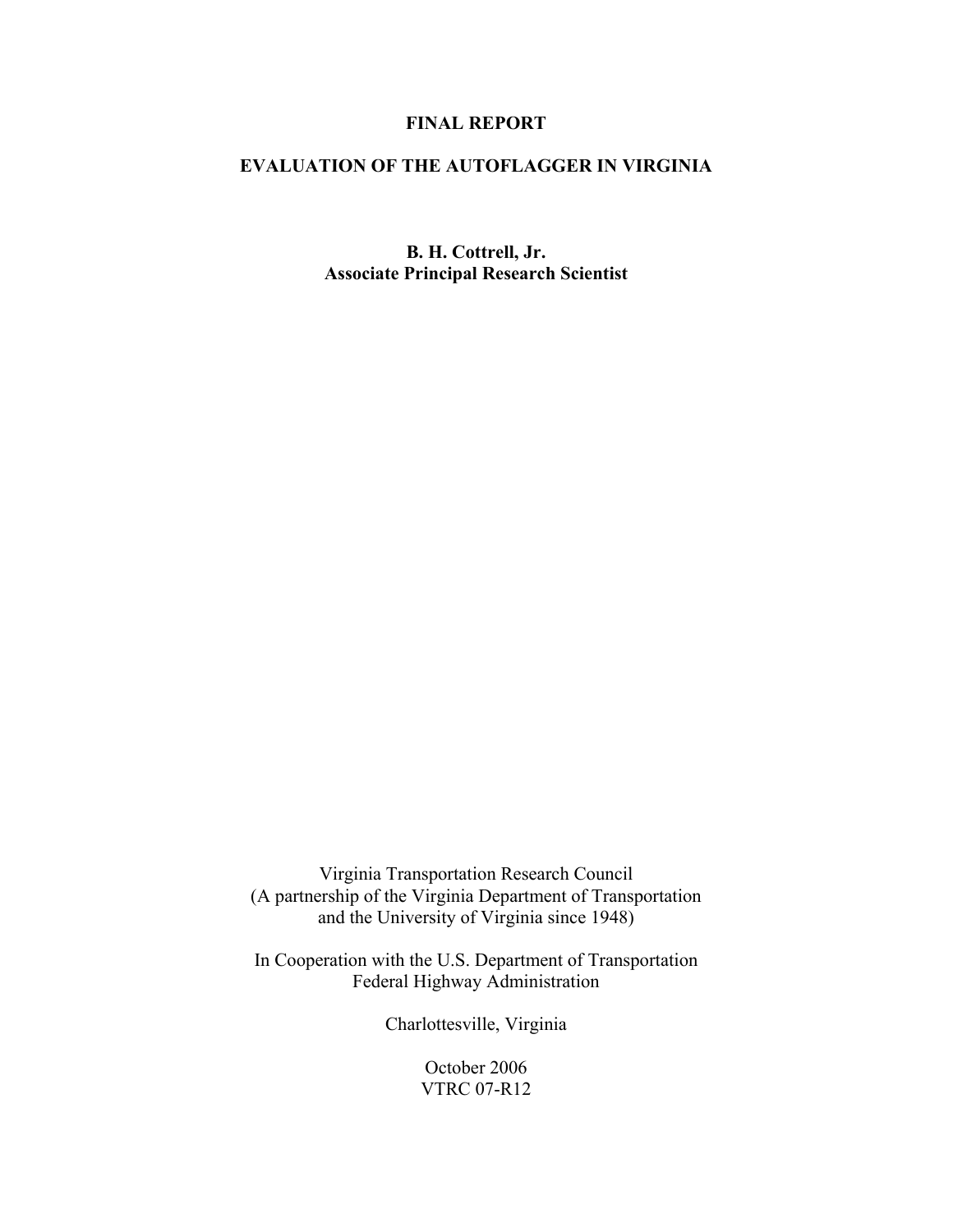**FINAL REPORT**

# EVALUATION OF THE AUTOFLAGGER IN VIRGINIA

**B. H. Cottrell, Jr.**
**Associate Principal Research Scientist**

Virginia Transportation Research Council
(A partnership of the Virginia Department of Transportation
and the University of Virginia since 1948)

In Cooperation with the U.S. Department of Transportation
Federal Highway Administration

Charlottesville, Virginia

October 2006
VTRC 07-R12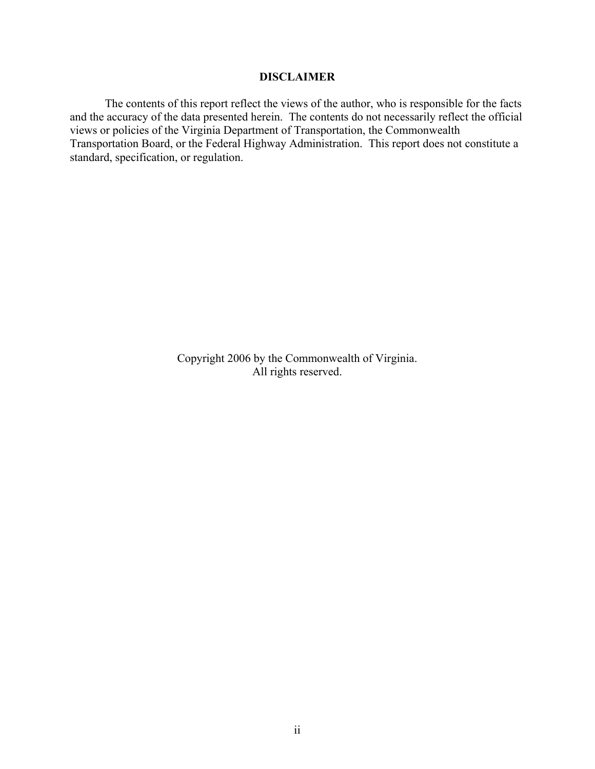## DISCLAIMER

The contents of this report reflect the views of the author, who is responsible for the facts and the accuracy of the data presented herein. The contents do not necessarily reflect the official views or policies of the Virginia Department of Transportation, the Commonwealth Transportation Board, or the Federal Highway Administration. This report does not constitute a standard, specification, or regulation.

Copyright 2006 by the Commonwealth of Virginia.
All rights reserved.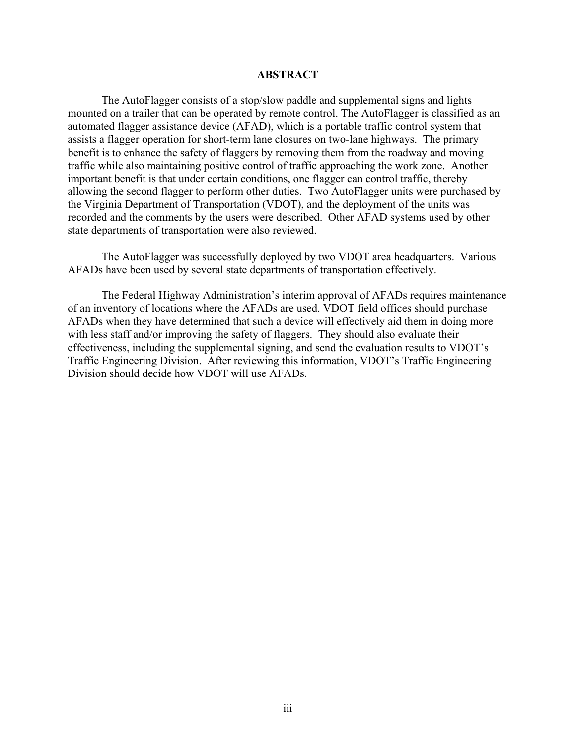# ABSTRACT

The AutoFlagger consists of a stop/slow paddle and supplemental signs and lights mounted on a trailer that can be operated by remote control. The AutoFlagger is classified as an automated flagger assistance device (AFAD), which is a portable traffic control system that assists a flagger operation for short-term lane closures on two-lane highways. The primary benefit is to enhance the safety of flaggers by removing them from the roadway and moving traffic while also maintaining positive control of traffic approaching the work zone. Another important benefit is that under certain conditions, one flagger can control traffic, thereby allowing the second flagger to perform other duties. Two AutoFlagger units were purchased by the Virginia Department of Transportation (VDOT), and the deployment of the units was recorded and the comments by the users were described. Other AFAD systems used by other state departments of transportation were also reviewed.

The AutoFlagger was successfully deployed by two VDOT area headquarters. Various AFADs have been used by several state departments of transportation effectively.

The Federal Highway Administration's interim approval of AFADs requires maintenance of an inventory of locations where the AFADs are used. VDOT field offices should purchase AFADs when they have determined that such a device will effectively aid them in doing more with less staff and/or improving the safety of flaggers. They should also evaluate their effectiveness, including the supplemental signing, and send the evaluation results to VDOT's Traffic Engineering Division. After reviewing this information, VDOT's Traffic Engineering Division should decide how VDOT will use AFADs.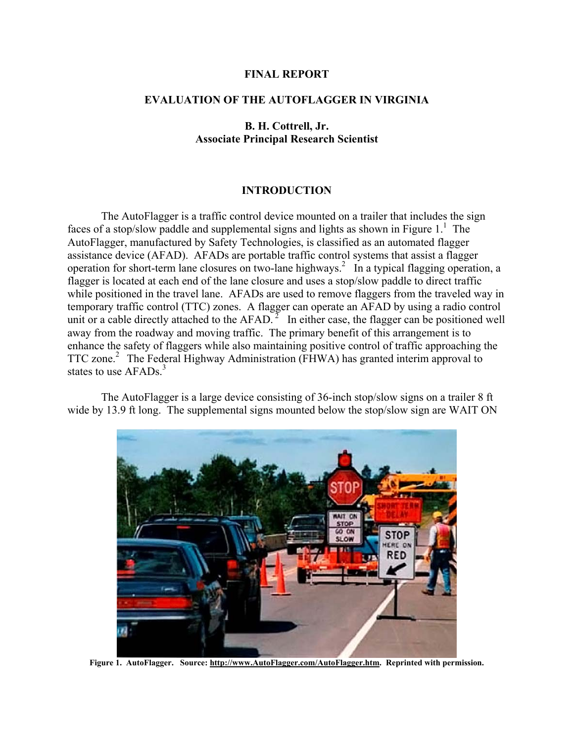**FINAL REPORT**

**EVALUATION OF THE AUTOFLAGGER IN VIRGINIA**

**B. H. Cottrell, Jr.**
**Associate Principal Research Scientist**

## INTRODUCTION

The AutoFlagger is a traffic control device mounted on a trailer that includes the sign faces of a stop/slow paddle and supplemental signs and lights as shown in Figure 1.[1] The AutoFlagger, manufactured by Safety Technologies, is classified as an automated flagger assistance device (AFAD). AFADs are portable traffic control systems that assist a flagger operation for short-term lane closures on two-lane highways.[2] In a typical flagging operation, a flagger is located at each end of the lane closure and uses a stop/slow paddle to direct traffic while positioned in the travel lane. AFADs are used to remove flaggers from the traveled way in temporary traffic control (TTC) zones. A flagger can operate an AFAD by using a radio control unit or a cable directly attached to the AFAD.[2] In either case, the flagger can be positioned well away from the roadway and moving traffic. The primary benefit of this arrangement is to enhance the safety of flaggers while also maintaining positive control of traffic approaching the TTC zone.[2] The Federal Highway Administration (FHWA) has granted interim approval to states to use AFADs.[3]

The AutoFlagger is a large device consisting of 36-inch stop/slow signs on a trailer 8 ft wide by 13.9 ft long. The supplemental signs mounted below the stop/slow sign are WAIT ON

**Figure 1. AutoFlagger. Source: http://www.AutoFlagger.com/AutoFlagger.htm. Reprinted with permission.**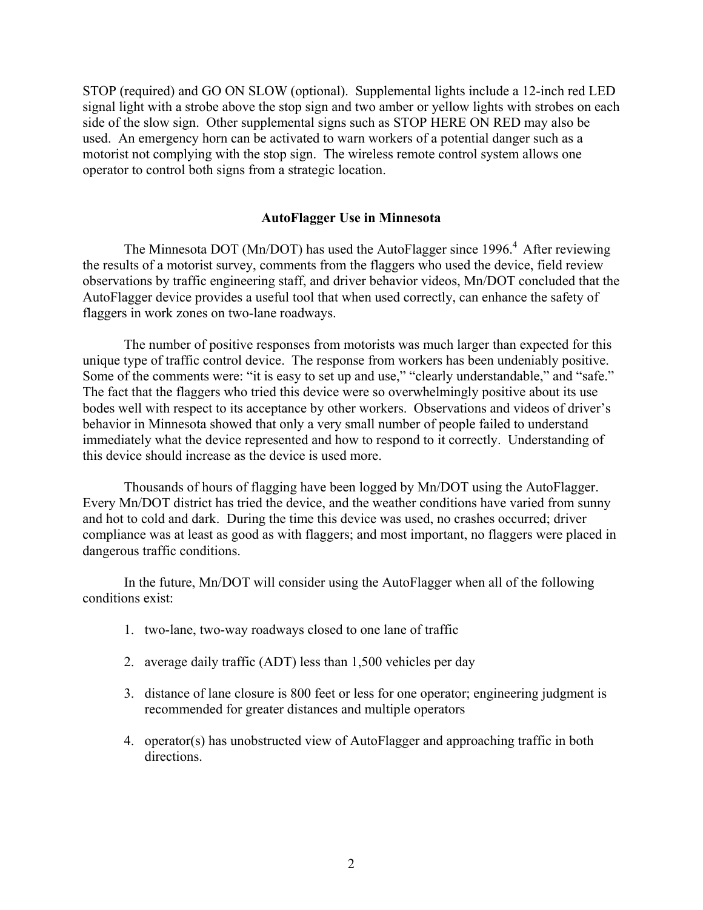STOP (required) and GO ON SLOW (optional). Supplemental lights include a 12-inch red LED signal light with a strobe above the stop sign and two amber or yellow lights with strobes on each side of the slow sign. Other supplemental signs such as STOP HERE ON RED may also be used. An emergency horn can be activated to warn workers of a potential danger such as a motorist not complying with the stop sign. The wireless remote control system allows one operator to control both signs from a strategic location.

## AutoFlagger Use in Minnesota

The Minnesota DOT (Mn/DOT) has used the AutoFlagger since 1996.[4] After reviewing the results of a motorist survey, comments from the flaggers who used the device, field review observations by traffic engineering staff, and driver behavior videos, Mn/DOT concluded that the AutoFlagger device provides a useful tool that when used correctly, can enhance the safety of flaggers in work zones on two-lane roadways.

The number of positive responses from motorists was much larger than expected for this unique type of traffic control device. The response from workers has been undeniably positive. Some of the comments were: "it is easy to set up and use," "clearly understandable," and "safe." The fact that the flaggers who tried this device were so overwhelmingly positive about its use bodes well with respect to its acceptance by other workers. Observations and videos of driver's behavior in Minnesota showed that only a very small number of people failed to understand immediately what the device represented and how to respond to it correctly. Understanding of this device should increase as the device is used more.

Thousands of hours of flagging have been logged by Mn/DOT using the AutoFlagger. Every Mn/DOT district has tried the device, and the weather conditions have varied from sunny and hot to cold and dark. During the time this device was used, no crashes occurred; driver compliance was at least as good as with flaggers; and most important, no flaggers were placed in dangerous traffic conditions.

In the future, Mn/DOT will consider using the AutoFlagger when all of the following conditions exist:

1. two-lane, two-way roadways closed to one lane of traffic
2. average daily traffic (ADT) less than 1,500 vehicles per day
3. distance of lane closure is 800 feet or less for one operator; engineering judgment is recommended for greater distances and multiple operators
4. operator(s) has unobstructed view of AutoFlagger and approaching traffic in both directions.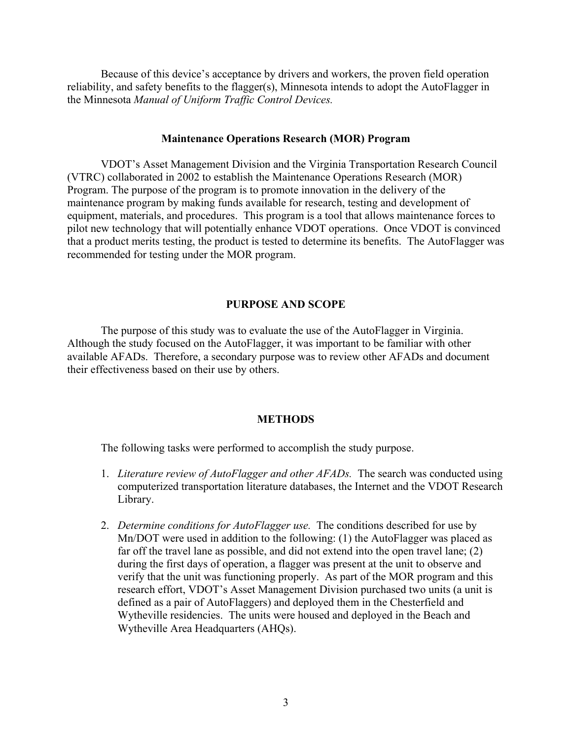Because of this device's acceptance by drivers and workers, the proven field operation reliability, and safety benefits to the flagger(s), Minnesota intends to adopt the AutoFlagger in the Minnesota *Manual of Uniform Traffic Control Devices.*

### Maintenance Operations Research (MOR) Program

VDOT's Asset Management Division and the Virginia Transportation Research Council (VTRC) collaborated in 2002 to establish the Maintenance Operations Research (MOR) Program. The purpose of the program is to promote innovation in the delivery of the maintenance program by making funds available for research, testing and development of equipment, materials, and procedures. This program is a tool that allows maintenance forces to pilot new technology that will potentially enhance VDOT operations. Once VDOT is convinced that a product merits testing, the product is tested to determine its benefits. The AutoFlagger was recommended for testing under the MOR program.

## PURPOSE AND SCOPE

The purpose of this study was to evaluate the use of the AutoFlagger in Virginia. Although the study focused on the AutoFlagger, it was important to be familiar with other available AFADs. Therefore, a secondary purpose was to review other AFADs and document their effectiveness based on their use by others.

## METHODS

The following tasks were performed to accomplish the study purpose.

1. *Literature review of AutoFlagger and other AFADs.* The search was conducted using computerized transportation literature databases, the Internet and the VDOT Research Library.

2. *Determine conditions for AutoFlagger use.* The conditions described for use by Mn/DOT were used in addition to the following: (1) the AutoFlagger was placed as far off the travel lane as possible, and did not extend into the open travel lane; (2) during the first days of operation, a flagger was present at the unit to observe and verify that the unit was functioning properly. As part of the MOR program and this research effort, VDOT's Asset Management Division purchased two units (a unit is defined as a pair of AutoFlaggers) and deployed them in the Chesterfield and Wytheville residencies. The units were housed and deployed in the Beach and Wytheville Area Headquarters (AHQs).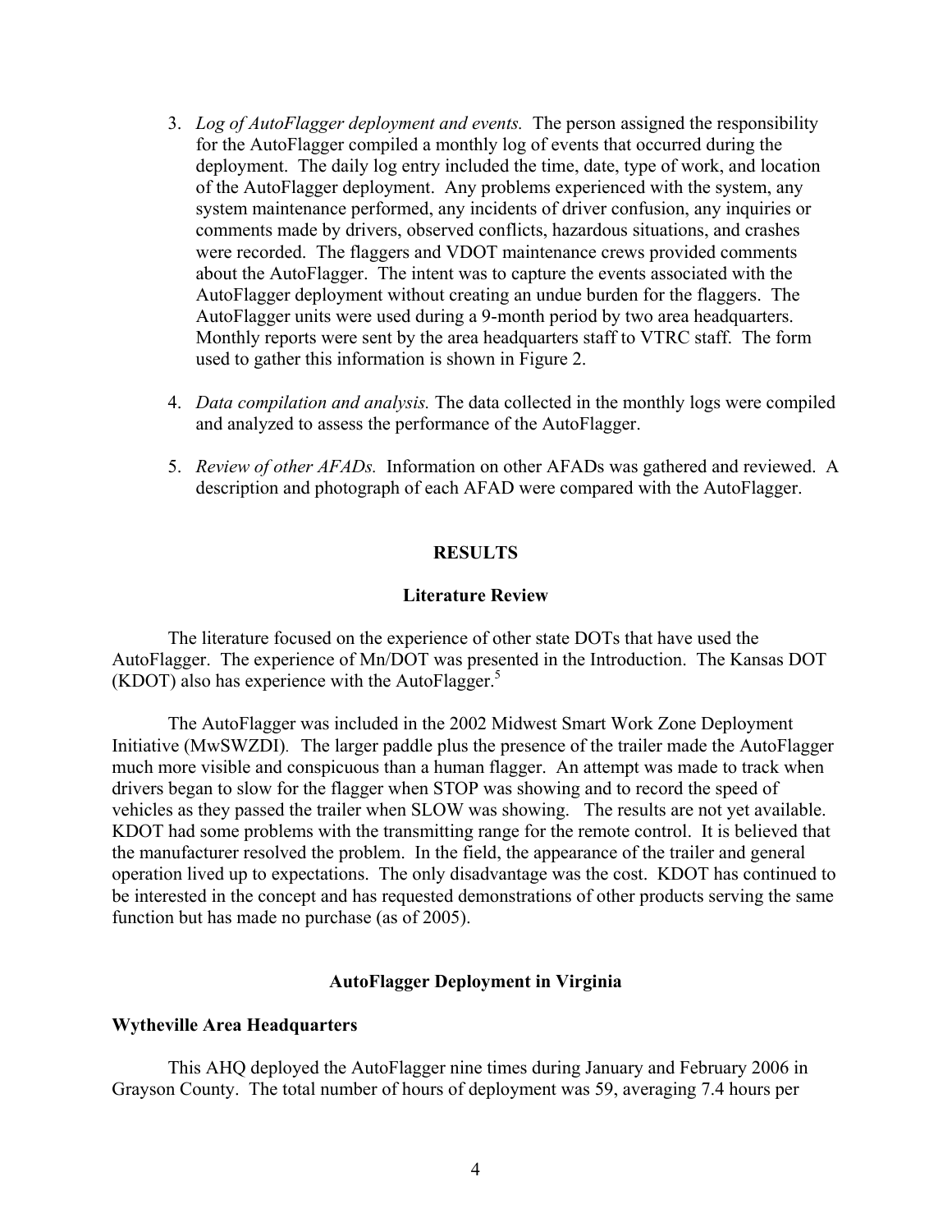3. *Log of AutoFlagger deployment and events.* The person assigned the responsibility for the AutoFlagger compiled a monthly log of events that occurred during the deployment. The daily log entry included the time, date, type of work, and location of the AutoFlagger deployment. Any problems experienced with the system, any system maintenance performed, any incidents of driver confusion, any inquiries or comments made by drivers, observed conflicts, hazardous situations, and crashes were recorded. The flaggers and VDOT maintenance crews provided comments about the AutoFlagger. The intent was to capture the events associated with the AutoFlagger deployment without creating an undue burden for the flaggers. The AutoFlagger units were used during a 9-month period by two area headquarters. Monthly reports were sent by the area headquarters staff to VTRC staff. The form used to gather this information is shown in Figure 2.

4. *Data compilation and analysis.* The data collected in the monthly logs were compiled and analyzed to assess the performance of the AutoFlagger.

5. *Review of other AFADs.* Information on other AFADs was gathered and reviewed. A description and photograph of each AFAD were compared with the AutoFlagger.

## RESULTS

### Literature Review

The literature focused on the experience of other state DOTs that have used the AutoFlagger. The experience of Mn/DOT was presented in the Introduction. The Kansas DOT (KDOT) also has experience with the AutoFlagger.[5]

The AutoFlagger was included in the 2002 Midwest Smart Work Zone Deployment Initiative (MwSWZDI). The larger paddle plus the presence of the trailer made the AutoFlagger much more visible and conspicuous than a human flagger. An attempt was made to track when drivers began to slow for the flagger when STOP was showing and to record the speed of vehicles as they passed the trailer when SLOW was showing. The results are not yet available. KDOT had some problems with the transmitting range for the remote control. It is believed that the manufacturer resolved the problem. In the field, the appearance of the trailer and general operation lived up to expectations. The only disadvantage was the cost. KDOT has continued to be interested in the concept and has requested demonstrations of other products serving the same function but has made no purchase (as of 2005).

### AutoFlagger Deployment in Virginia

**Wytheville Area Headquarters**

This AHQ deployed the AutoFlagger nine times during January and February 2006 in Grayson County. The total number of hours of deployment was 59, averaging 7.4 hours per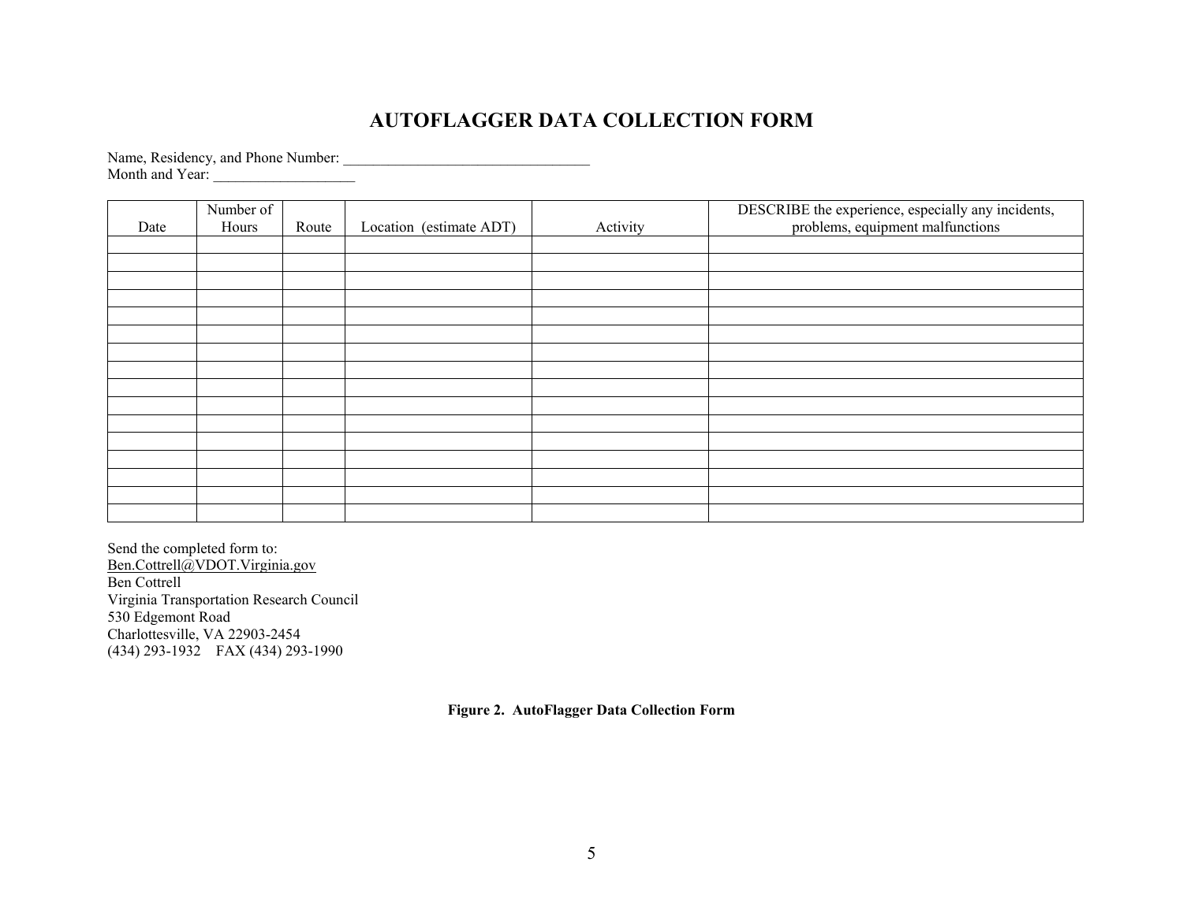# AUTOFLAGGER DATA COLLECTION FORM

Name, Residency, and Phone Number: ________________________________
Month and Year: ___________________

| Date | Number of Hours | Route | Location (estimate ADT) | Activity | DESCRIBE the experience, especially any incidents, problems, equipment malfunctions |
|---|---|---|---|---|---|
| | | | | | |
| | | | | | |
| | | | | | |
| | | | | | |
| | | | | | |
| | | | | | |
| | | | | | |
| | | | | | |
| | | | | | |
| | | | | | |
| | | | | | |
| | | | | | |
| | | | | | |
| | | | | | |
| | | | | | |
| | | | | | |

Send the completed form to:
Ben.Cottrell@VDOT.Virginia.gov
Ben Cottrell
Virginia Transportation Research Council
530 Edgemont Road
Charlottesville, VA 22903-2454
(434) 293-1932 FAX (434) 293-1990

**Figure 2. AutoFlagger Data Collection Form**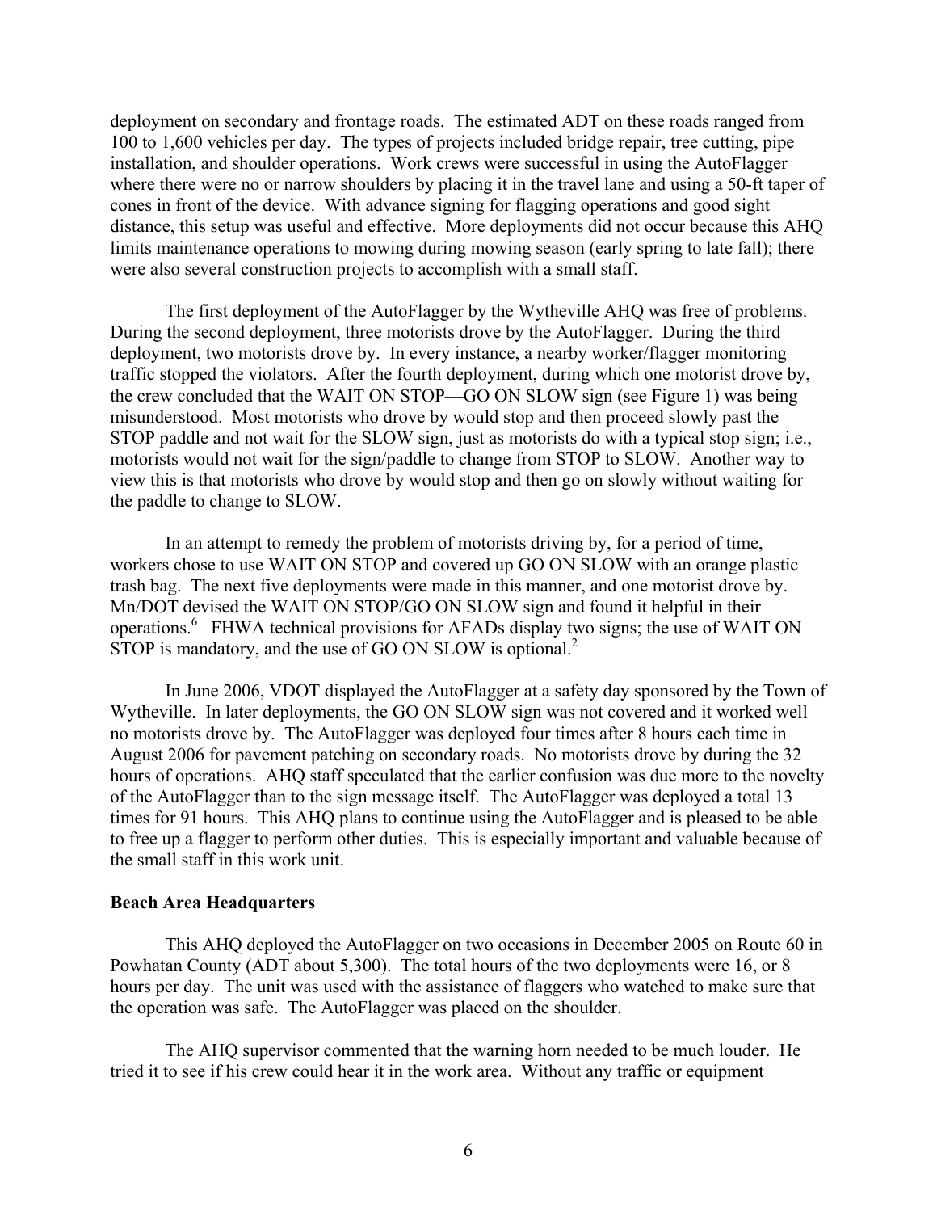deployment on secondary and frontage roads. The estimated ADT on these roads ranged from 100 to 1,600 vehicles per day. The types of projects included bridge repair, tree cutting, pipe installation, and shoulder operations. Work crews were successful in using the AutoFlagger where there were no or narrow shoulders by placing it in the travel lane and using a 50-ft taper of cones in front of the device. With advance signing for flagging operations and good sight distance, this setup was useful and effective. More deployments did not occur because this AHQ limits maintenance operations to mowing during mowing season (early spring to late fall); there were also several construction projects to accomplish with a small staff.

The first deployment of the AutoFlagger by the Wytheville AHQ was free of problems. During the second deployment, three motorists drove by the AutoFlagger. During the third deployment, two motorists drove by. In every instance, a nearby worker/flagger monitoring traffic stopped the violators. After the fourth deployment, during which one motorist drove by, the crew concluded that the WAIT ON STOP—GO ON SLOW sign (see Figure 1) was being misunderstood. Most motorists who drove by would stop and then proceed slowly past the STOP paddle and not wait for the SLOW sign, just as motorists do with a typical stop sign; i.e., motorists would not wait for the sign/paddle to change from STOP to SLOW. Another way to view this is that motorists who drove by would stop and then go on slowly without waiting for the paddle to change to SLOW.

In an attempt to remedy the problem of motorists driving by, for a period of time, workers chose to use WAIT ON STOP and covered up GO ON SLOW with an orange plastic trash bag. The next five deployments were made in this manner, and one motorist drove by. Mn/DOT devised the WAIT ON STOP/GO ON SLOW sign and found it helpful in their operations.[6] FHWA technical provisions for AFADs display two signs; the use of WAIT ON STOP is mandatory, and the use of GO ON SLOW is optional.[2]

In June 2006, VDOT displayed the AutoFlagger at a safety day sponsored by the Town of Wytheville. In later deployments, the GO ON SLOW sign was not covered and it worked well—no motorists drove by. The AutoFlagger was deployed four times after 8 hours each time in August 2006 for pavement patching on secondary roads. No motorists drove by during the 32 hours of operations. AHQ staff speculated that the earlier confusion was due more to the novelty of the AutoFlagger than to the sign message itself. The AutoFlagger was deployed a total 13 times for 91 hours. This AHQ plans to continue using the AutoFlagger and is pleased to be able to free up a flagger to perform other duties. This is especially important and valuable because of the small staff in this work unit.

### Beach Area Headquarters

This AHQ deployed the AutoFlagger on two occasions in December 2005 on Route 60 in Powhatan County (ADT about 5,300). The total hours of the two deployments were 16, or 8 hours per day. The unit was used with the assistance of flaggers who watched to make sure that the operation was safe. The AutoFlagger was placed on the shoulder.

The AHQ supervisor commented that the warning horn needed to be much louder. He tried it to see if his crew could hear it in the work area. Without any traffic or equipment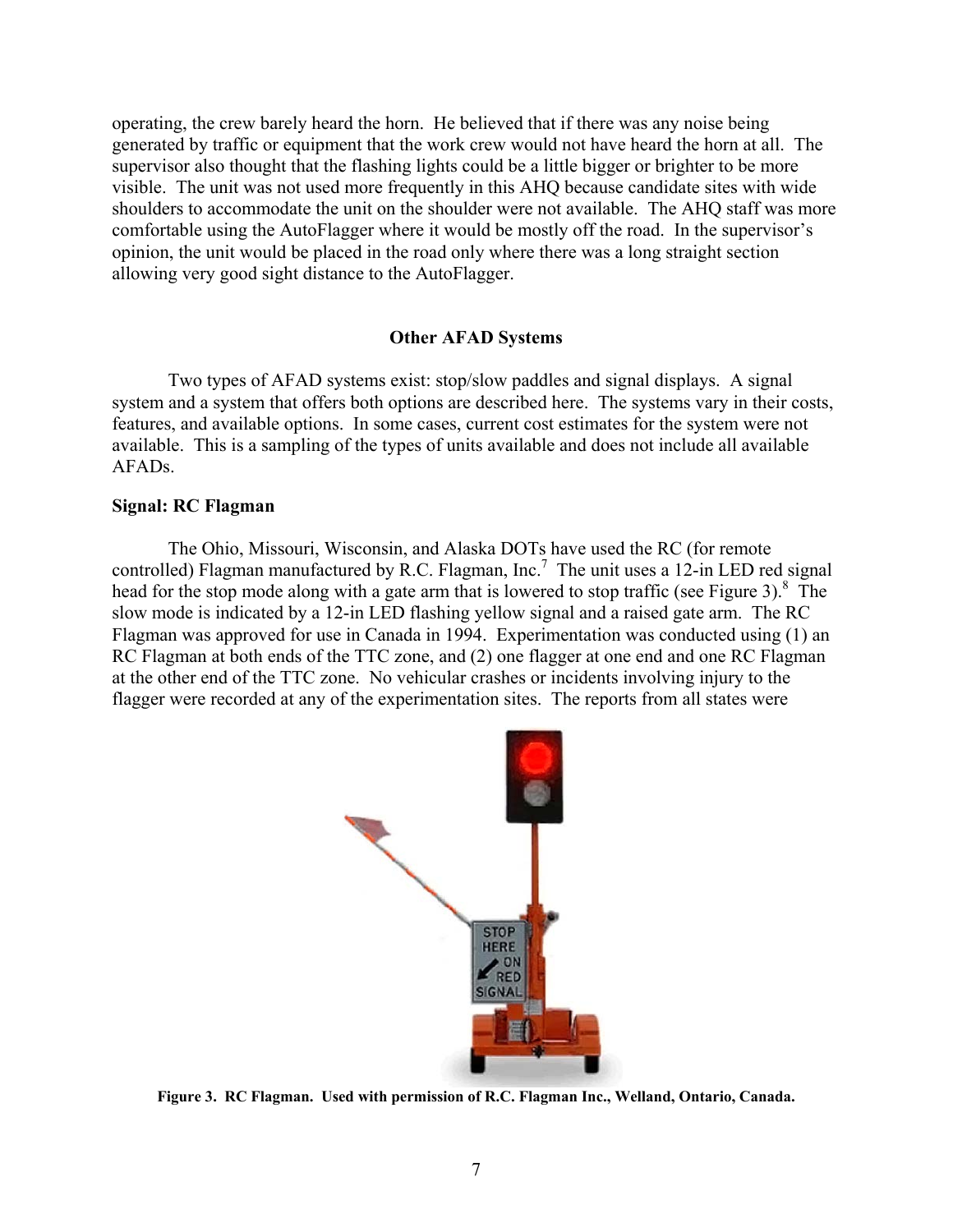operating, the crew barely heard the horn. He believed that if there was any noise being generated by traffic or equipment that the work crew would not have heard the horn at all. The supervisor also thought that the flashing lights could be a little bigger or brighter to be more visible. The unit was not used more frequently in this AHQ because candidate sites with wide shoulders to accommodate the unit on the shoulder were not available. The AHQ staff was more comfortable using the AutoFlagger where it would be mostly off the road. In the supervisor's opinion, the unit would be placed in the road only where there was a long straight section allowing very good sight distance to the AutoFlagger.

## Other AFAD Systems

Two types of AFAD systems exist: stop/slow paddles and signal displays. A signal system and a system that offers both options are described here. The systems vary in their costs, features, and available options. In some cases, current cost estimates for the system were not available. This is a sampling of the types of units available and does not include all available AFADs.

### Signal: RC Flagman

The Ohio, Missouri, Wisconsin, and Alaska DOTs have used the RC (for remote controlled) Flagman manufactured by R.C. Flagman, Inc.[7] The unit uses a 12-in LED red signal head for the stop mode along with a gate arm that is lowered to stop traffic (see Figure 3).[8] The slow mode is indicated by a 12-in LED flashing yellow signal and a raised gate arm. The RC Flagman was approved for use in Canada in 1994. Experimentation was conducted using (1) an RC Flagman at both ends of the TTC zone, and (2) one flagger at one end and one RC Flagman at the other end of the TTC zone. No vehicular crashes or incidents involving injury to the flagger were recorded at any of the experimentation sites. The reports from all states were

**Figure 3. RC Flagman. Used with permission of R.C. Flagman Inc., Welland, Ontario, Canada.**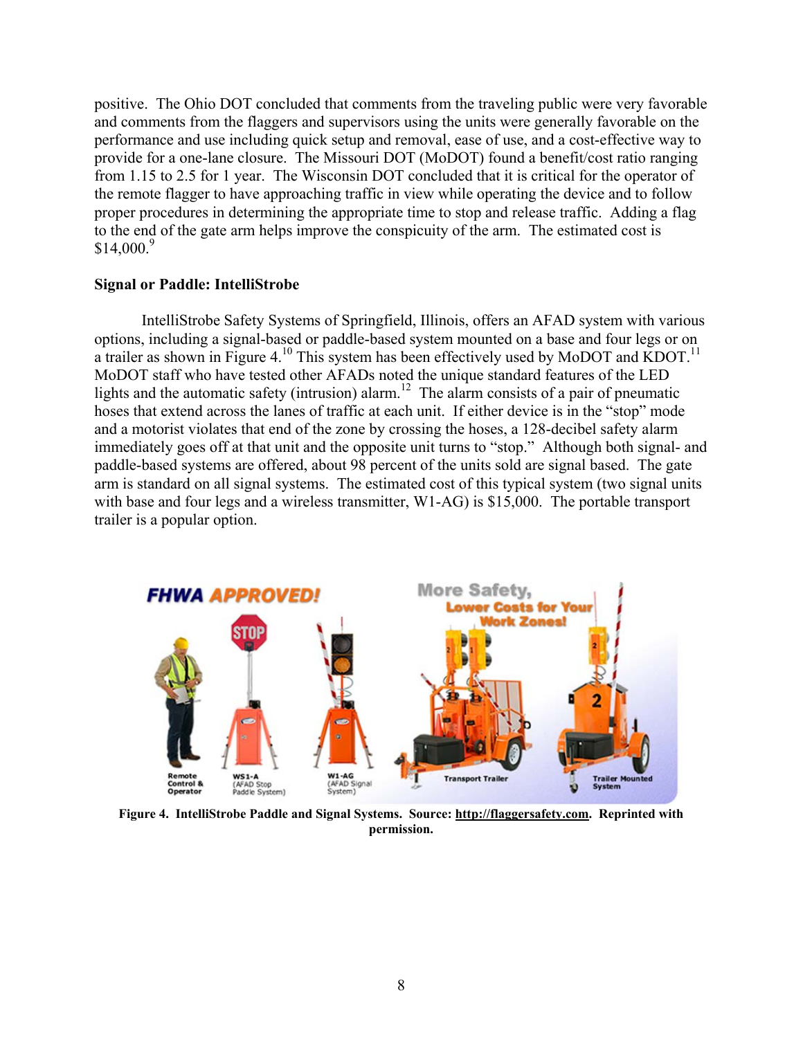positive. The Ohio DOT concluded that comments from the traveling public were very favorable and comments from the flaggers and supervisors using the units were generally favorable on the performance and use including quick setup and removal, ease of use, and a cost-effective way to provide for a one-lane closure. The Missouri DOT (MoDOT) found a benefit/cost ratio ranging from 1.15 to 2.5 for 1 year. The Wisconsin DOT concluded that it is critical for the operator of the remote flagger to have approaching traffic in view while operating the device and to follow proper procedures in determining the appropriate time to stop and release traffic. Adding a flag to the end of the gate arm helps improve the conspicuity of the arm. The estimated cost is $14,000.[9]

**Signal or Paddle: IntelliStrobe**

IntelliStrobe Safety Systems of Springfield, Illinois, offers an AFAD system with various options, including a signal-based or paddle-based system mounted on a base and four legs or on a trailer as shown in Figure 4.[10] This system has been effectively used by MoDOT and KDOT.[11] MoDOT staff who have tested other AFADs noted the unique standard features of the LED lights and the automatic safety (intrusion) alarm.[12] The alarm consists of a pair of pneumatic hoses that extend across the lanes of traffic at each unit. If either device is in the "stop" mode and a motorist violates that end of the zone by crossing the hoses, a 128-decibel safety alarm immediately goes off at that unit and the opposite unit turns to "stop." Although both signal- and paddle-based systems are offered, about 98 percent of the units sold are signal based. The gate arm is standard on all signal systems. The estimated cost of this typical system (two signal units with base and four legs and a wireless transmitter, W1-AG) is $15,000. The portable transport trailer is a popular option.

**Figure 4. IntelliStrobe Paddle and Signal Systems. Source: http://flaggersafety.com. Reprinted with permission.**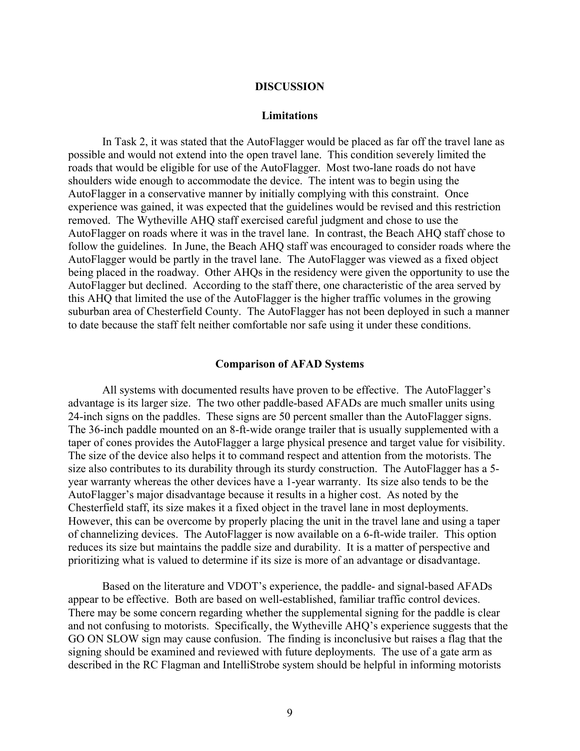## DISCUSSION

### Limitations

In Task 2, it was stated that the AutoFlagger would be placed as far off the travel lane as possible and would not extend into the open travel lane. This condition severely limited the roads that would be eligible for use of the AutoFlagger. Most two-lane roads do not have shoulders wide enough to accommodate the device. The intent was to begin using the AutoFlagger in a conservative manner by initially complying with this constraint. Once experience was gained, it was expected that the guidelines would be revised and this restriction removed. The Wytheville AHQ staff exercised careful judgment and chose to use the AutoFlagger on roads where it was in the travel lane. In contrast, the Beach AHQ staff chose to follow the guidelines. In June, the Beach AHQ staff was encouraged to consider roads where the AutoFlagger would be partly in the travel lane. The AutoFlagger was viewed as a fixed object being placed in the roadway. Other AHQs in the residency were given the opportunity to use the AutoFlagger but declined. According to the staff there, one characteristic of the area served by this AHQ that limited the use of the AutoFlagger is the higher traffic volumes in the growing suburban area of Chesterfield County. The AutoFlagger has not been deployed in such a manner to date because the staff felt neither comfortable nor safe using it under these conditions.

### Comparison of AFAD Systems

All systems with documented results have proven to be effective. The AutoFlagger's advantage is its larger size. The two other paddle-based AFADs are much smaller units using 24-inch signs on the paddles. These signs are 50 percent smaller than the AutoFlagger signs. The 36-inch paddle mounted on an 8-ft-wide orange trailer that is usually supplemented with a taper of cones provides the AutoFlagger a large physical presence and target value for visibility. The size of the device also helps it to command respect and attention from the motorists. The size also contributes to its durability through its sturdy construction. The AutoFlagger has a 5-year warranty whereas the other devices have a 1-year warranty. Its size also tends to be the AutoFlagger's major disadvantage because it results in a higher cost. As noted by the Chesterfield staff, its size makes it a fixed object in the travel lane in most deployments. However, this can be overcome by properly placing the unit in the travel lane and using a taper of channelizing devices. The AutoFlagger is now available on a 6-ft-wide trailer. This option reduces its size but maintains the paddle size and durability. It is a matter of perspective and prioritizing what is valued to determine if its size is more of an advantage or disadvantage.

Based on the literature and VDOT's experience, the paddle- and signal-based AFADs appear to be effective. Both are based on well-established, familiar traffic control devices. There may be some concern regarding whether the supplemental signing for the paddle is clear and not confusing to motorists. Specifically, the Wytheville AHQ's experience suggests that the GO ON SLOW sign may cause confusion. The finding is inconclusive but raises a flag that the signing should be examined and reviewed with future deployments. The use of a gate arm as described in the RC Flagman and IntelliStrobe system should be helpful in informing motorists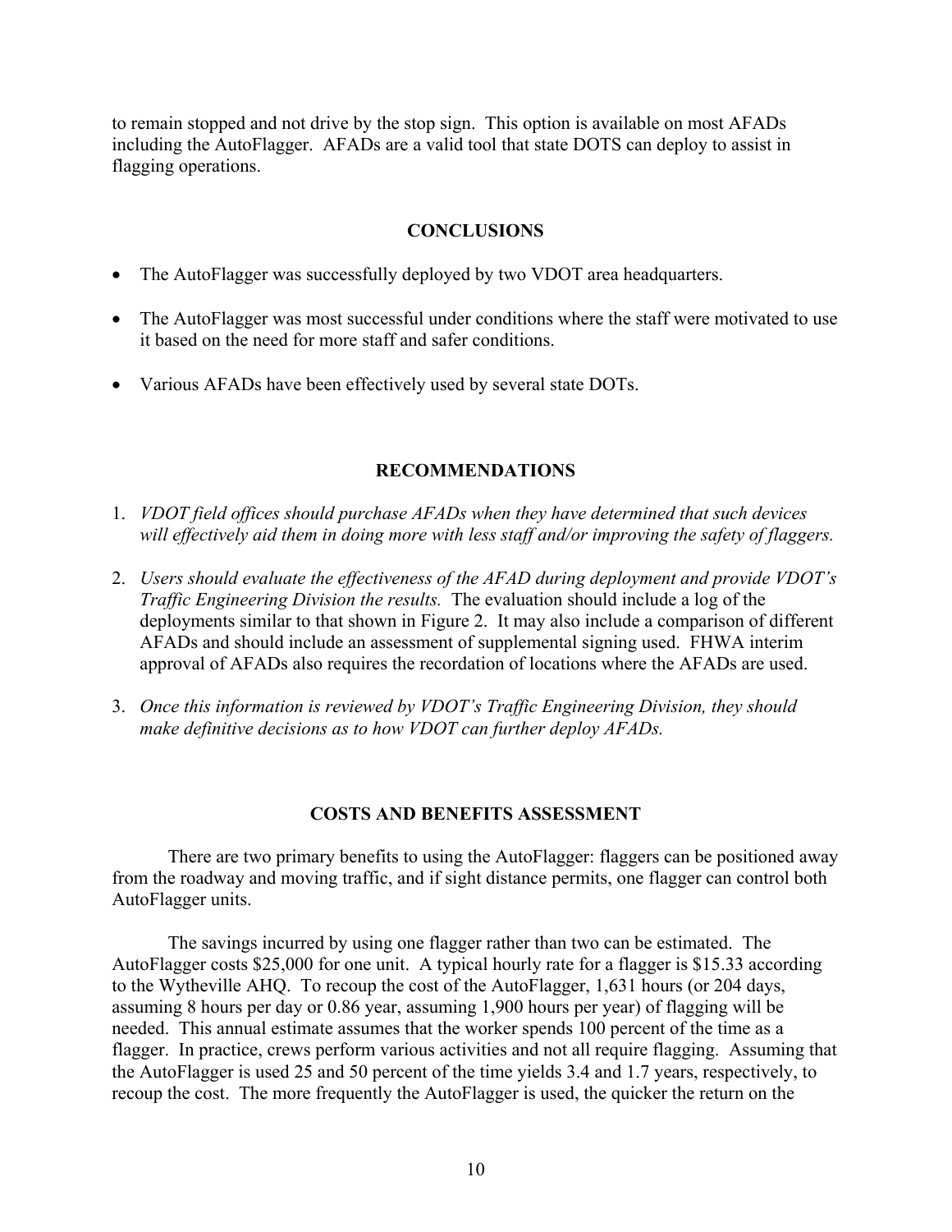to remain stopped and not drive by the stop sign. This option is available on most AFADs including the AutoFlagger. AFADs are a valid tool that state DOTS can deploy to assist in flagging operations.

## CONCLUSIONS

- The AutoFlagger was successfully deployed by two VDOT area headquarters.
- The AutoFlagger was most successful under conditions where the staff were motivated to use it based on the need for more staff and safer conditions.
- Various AFADs have been effectively used by several state DOTs.

## RECOMMENDATIONS

1. *VDOT field offices should purchase AFADs when they have determined that such devices will effectively aid them in doing more with less staff and/or improving the safety of flaggers.*
2. *Users should evaluate the effectiveness of the AFAD during deployment and provide VDOT's Traffic Engineering Division the results.* The evaluation should include a log of the deployments similar to that shown in Figure 2. It may also include a comparison of different AFADs and should include an assessment of supplemental signing used. FHWA interim approval of AFADs also requires the recordation of locations where the AFADs are used.
3. *Once this information is reviewed by VDOT's Traffic Engineering Division, they should make definitive decisions as to how VDOT can further deploy AFADs.*

## COSTS AND BENEFITS ASSESSMENT

There are two primary benefits to using the AutoFlagger: flaggers can be positioned away from the roadway and moving traffic, and if sight distance permits, one flagger can control both AutoFlagger units.

The savings incurred by using one flagger rather than two can be estimated. The AutoFlagger costs $25,000 for one unit. A typical hourly rate for a flagger is $15.33 according to the Wytheville AHQ. To recoup the cost of the AutoFlagger, 1,631 hours (or 204 days, assuming 8 hours per day or 0.86 year, assuming 1,900 hours per year) of flagging will be needed. This annual estimate assumes that the worker spends 100 percent of the time as a flagger. In practice, crews perform various activities and not all require flagging. Assuming that the AutoFlagger is used 25 and 50 percent of the time yields 3.4 and 1.7 years, respectively, to recoup the cost. The more frequently the AutoFlagger is used, the quicker the return on the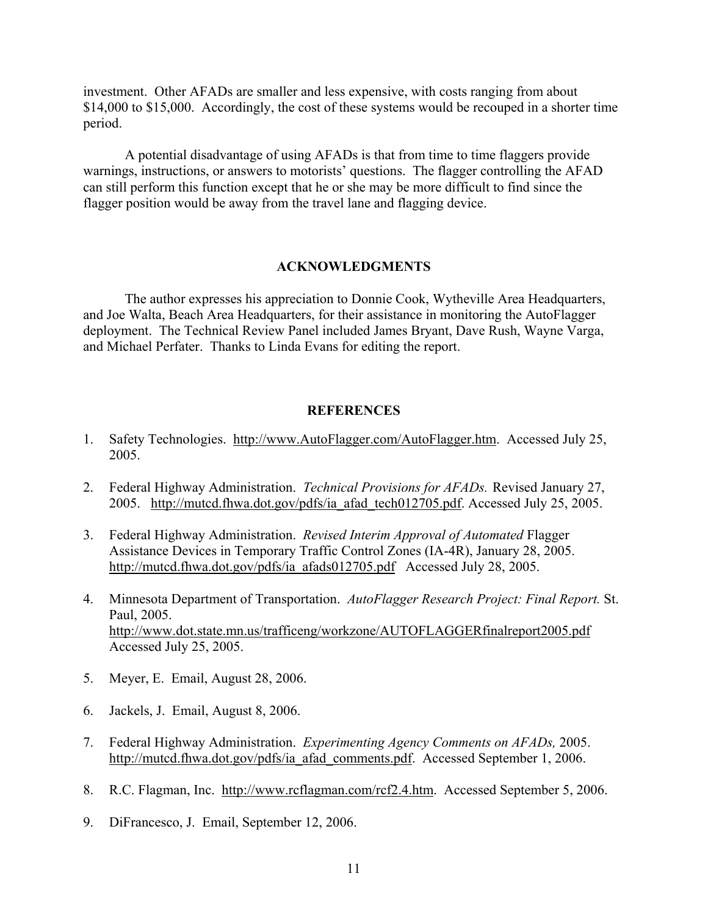investment. Other AFADs are smaller and less expensive, with costs ranging from about $14,000 to $15,000. Accordingly, the cost of these systems would be recouped in a shorter time period.

A potential disadvantage of using AFADs is that from time to time flaggers provide warnings, instructions, or answers to motorists' questions. The flagger controlling the AFAD can still perform this function except that he or she may be more difficult to find since the flagger position would be away from the travel lane and flagging device.

## ACKNOWLEDGMENTS

The author expresses his appreciation to Donnie Cook, Wytheville Area Headquarters, and Joe Walta, Beach Area Headquarters, for their assistance in monitoring the AutoFlagger deployment. The Technical Review Panel included James Bryant, Dave Rush, Wayne Varga, and Michael Perfater. Thanks to Linda Evans for editing the report.

## REFERENCES

1. Safety Technologies. http://www.AutoFlagger.com/AutoFlagger.htm. Accessed July 25, 2005.

2. Federal Highway Administration. *Technical Provisions for AFADs.* Revised January 27, 2005. http://mutcd.fhwa.dot.gov/pdfs/ia_afad_tech012705.pdf. Accessed July 25, 2005.

3. Federal Highway Administration. *Revised Interim Approval of Automated* Flagger Assistance Devices in Temporary Traffic Control Zones (IA-4R), January 28, 2005. http://mutcd.fhwa.dot.gov/pdfs/ia_afads012705.pdf Accessed July 28, 2005.

4. Minnesota Department of Transportation. *AutoFlagger Research Project: Final Report.* St. Paul, 2005. http://www.dot.state.mn.us/trafficeng/workzone/AUTOFLAGGERfinalreport2005.pdf Accessed July 25, 2005.

5. Meyer, E. Email, August 28, 2006.

6. Jackels, J. Email, August 8, 2006.

7. Federal Highway Administration. *Experimenting Agency Comments on AFADs,* 2005. http://mutcd.fhwa.dot.gov/pdfs/ia_afad_comments.pdf. Accessed September 1, 2006.

8. R.C. Flagman, Inc. http://www.rcflagman.com/rcf2.4.htm. Accessed September 5, 2006.

9. DiFrancesco, J. Email, September 12, 2006.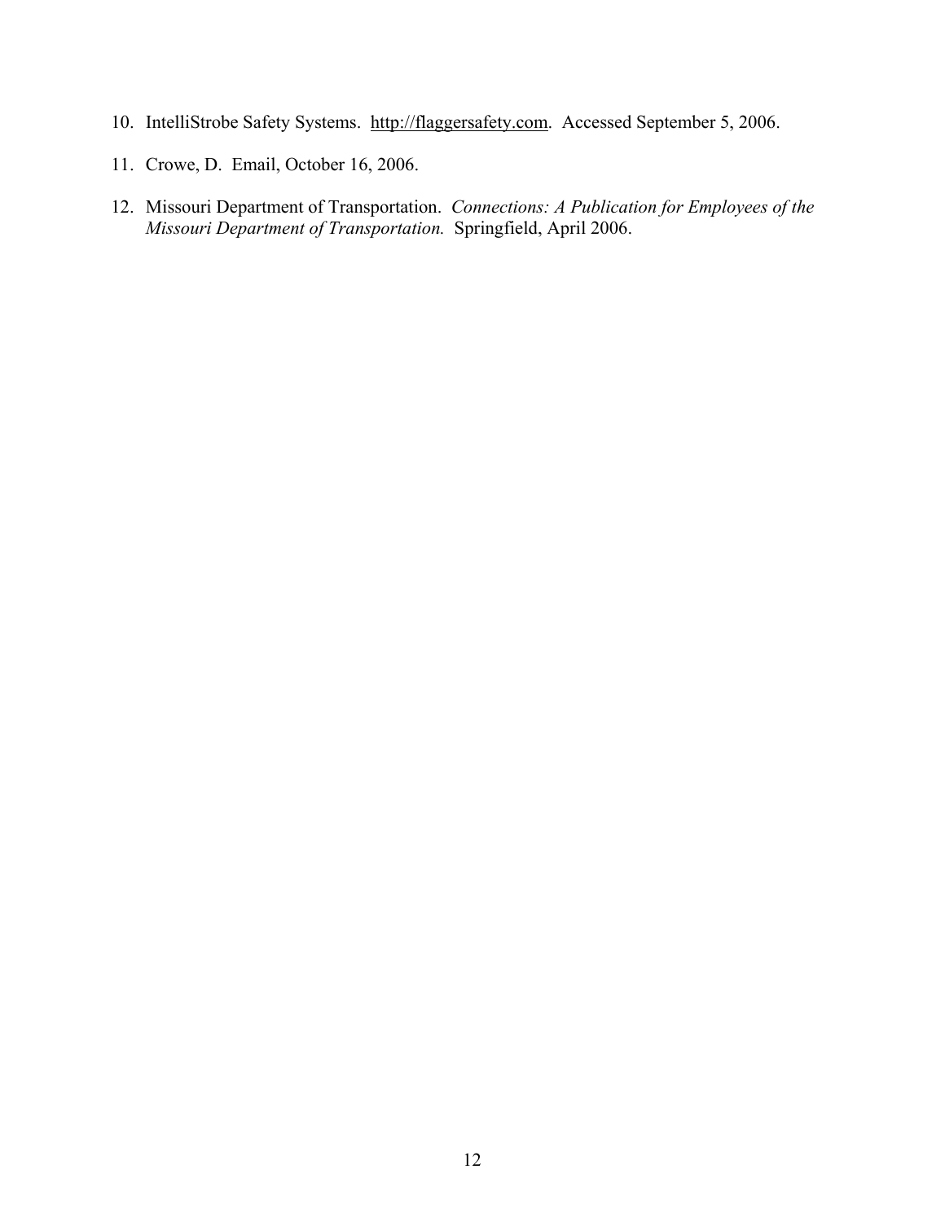10. IntelliStrobe Safety Systems. http://flaggersafety.com. Accessed September 5, 2006.

11. Crowe, D. Email, October 16, 2006.

12. Missouri Department of Transportation. *Connections: A Publication for Employees of the Missouri Department of Transportation.* Springfield, April 2006.